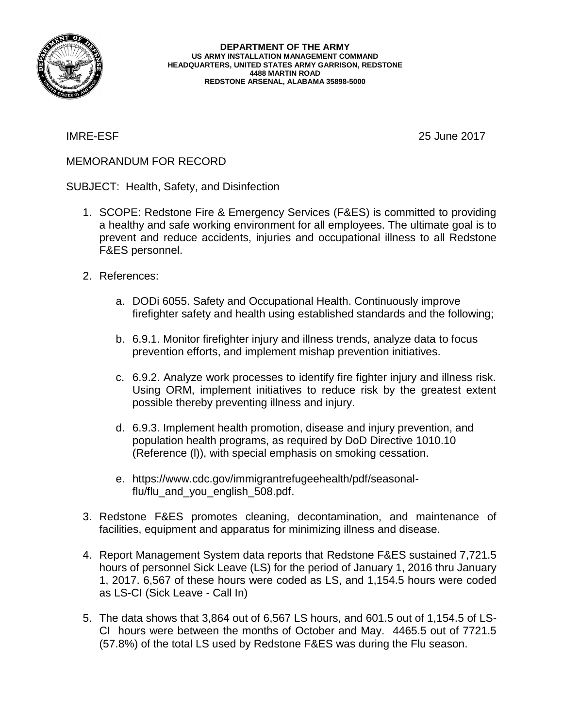**DEPARTMENT OF THE ARMY**
**US ARMY INSTALLATION MANAGEMENT COMMAND**
**HEADQUARTERS, UNITED STATES ARMY GARRISON, REDSTONE**
**4488 MARTIN ROAD**
**REDSTONE ARSENAL, ALABAMA 35898-5000**

IMRE-ESF 25 June 2017

MEMORANDUM FOR RECORD

SUBJECT: Health, Safety, and Disinfection

1. SCOPE: Redstone Fire & Emergency Services (F&ES) is committed to providing a healthy and safe working environment for all employees. The ultimate goal is to prevent and reduce accidents, injuries and occupational illness to all Redstone F&ES personnel.

2. References:

    a. DODi 6055. Safety and Occupational Health. Continuously improve firefighter safety and health using established standards and the following;

    b. 6.9.1. Monitor firefighter injury and illness trends, analyze data to focus prevention efforts, and implement mishap prevention initiatives.

    c. 6.9.2. Analyze work processes to identify fire fighter injury and illness risk. Using ORM, implement initiatives to reduce risk by the greatest extent possible thereby preventing illness and injury.

    d. 6.9.3. Implement health promotion, disease and injury prevention, and population health programs, as required by DoD Directive 1010.10 (Reference (l)), with special emphasis on smoking cessation.

    e. https://www.cdc.gov/immigrantrefugeehealth/pdf/seasonal-flu/flu_and_you_english_508.pdf.

3. Redstone F&ES promotes cleaning, decontamination, and maintenance of facilities, equipment and apparatus for minimizing illness and disease.

4. Report Management System data reports that Redstone F&ES sustained 7,721.5 hours of personnel Sick Leave (LS) for the period of January 1, 2016 thru January 1, 2017. 6,567 of these hours were coded as LS, and 1,154.5 hours were coded as LS-CI (Sick Leave - Call In)

5. The data shows that 3,864 out of 6,567 LS hours, and 601.5 out of 1,154.5 of LS-CI hours were between the months of October and May. 4465.5 out of 7721.5 (57.8%) of the total LS used by Redstone F&ES was during the Flu season.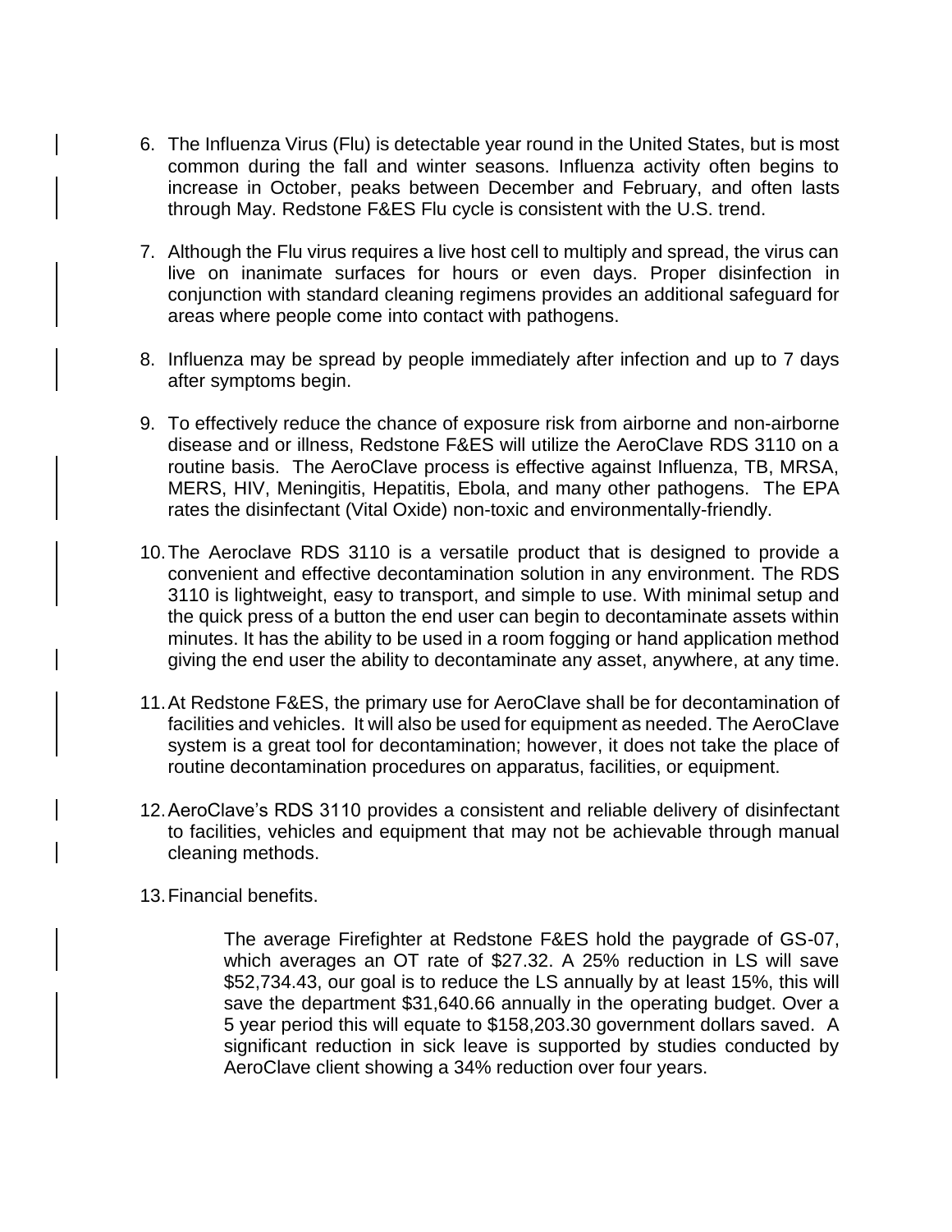6. The Influenza Virus (Flu) is detectable year round in the United States, but is most common during the fall and winter seasons. Influenza activity often begins to increase in October, peaks between December and February, and often lasts through May. Redstone F&ES Flu cycle is consistent with the U.S. trend.

7. Although the Flu virus requires a live host cell to multiply and spread, the virus can live on inanimate surfaces for hours or even days. Proper disinfection in conjunction with standard cleaning regimens provides an additional safeguard for areas where people come into contact with pathogens.

8. Influenza may be spread by people immediately after infection and up to 7 days after symptoms begin.

9. To effectively reduce the chance of exposure risk from airborne and non-airborne disease and or illness, Redstone F&ES will utilize the AeroClave RDS 3110 on a routine basis. The AeroClave process is effective against Influenza, TB, MRSA, MERS, HIV, Meningitis, Hepatitis, Ebola, and many other pathogens. The EPA rates the disinfectant (Vital Oxide) non-toxic and environmentally-friendly.

10. The Aeroclave RDS 3110 is a versatile product that is designed to provide a convenient and effective decontamination solution in any environment. The RDS 3110 is lightweight, easy to transport, and simple to use. With minimal setup and the quick press of a button the end user can begin to decontaminate assets within minutes. It has the ability to be used in a room fogging or hand application method giving the end user the ability to decontaminate any asset, anywhere, at any time.

11. At Redstone F&ES, the primary use for AeroClave shall be for decontamination of facilities and vehicles. It will also be used for equipment as needed. The AeroClave system is a great tool for decontamination; however, it does not take the place of routine decontamination procedures on apparatus, facilities, or equipment.

12. AeroClave's RDS 3110 provides a consistent and reliable delivery of disinfectant to facilities, vehicles and equipment that may not be achievable through manual cleaning methods.

13. Financial benefits.

    The average Firefighter at Redstone F&ES hold the paygrade of GS-07, which averages an OT rate of $27.32. A 25% reduction in LS will save $52,734.43, our goal is to reduce the LS annually by at least 15%, this will save the department $31,640.66 annually in the operating budget. Over a 5 year period this will equate to $158,203.30 government dollars saved. A significant reduction in sick leave is supported by studies conducted by AeroClave client showing a 34% reduction over four years.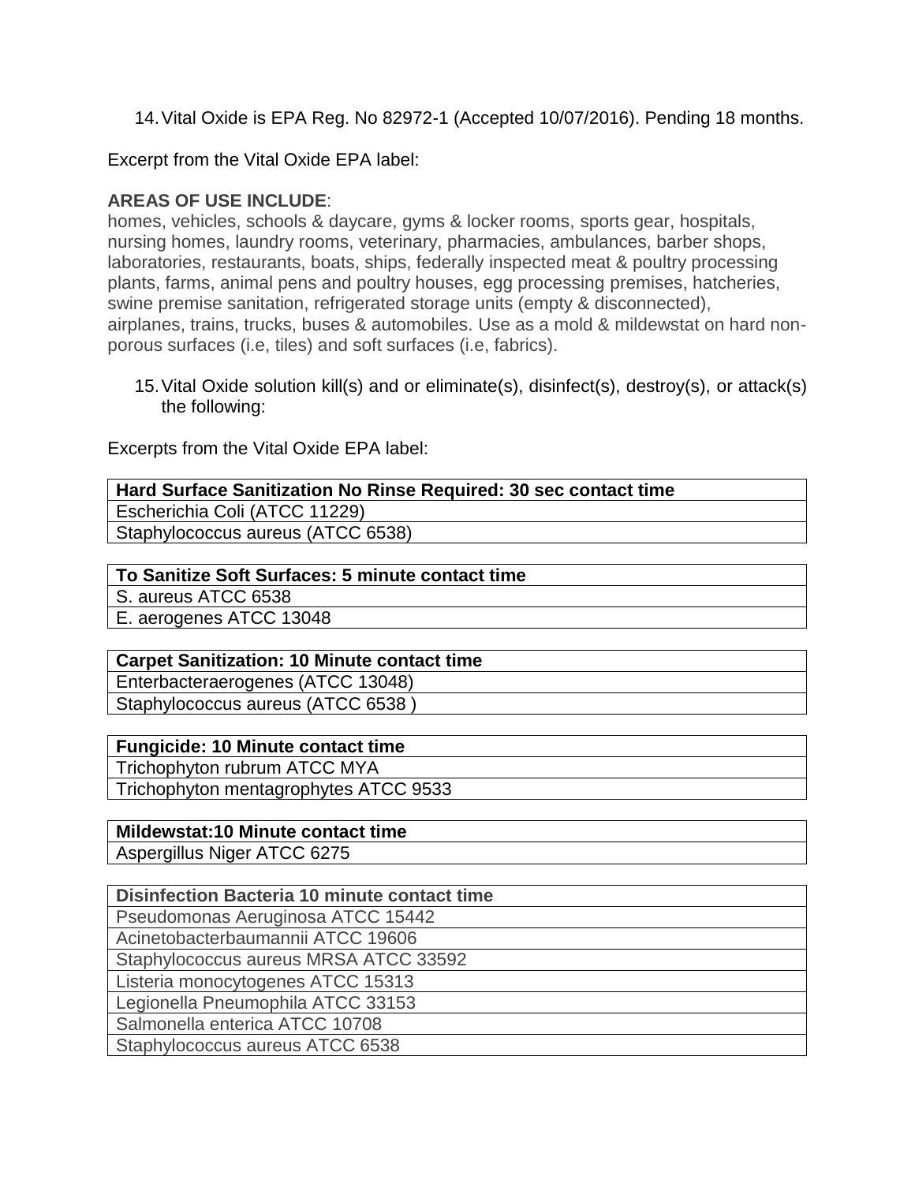14. Vital Oxide is EPA Reg. No 82972-1 (Accepted 10/07/2016). Pending 18 months.

Excerpt from the Vital Oxide EPA label:

**AREAS OF USE INCLUDE**:
homes, vehicles, schools & daycare, gyms & locker rooms, sports gear, hospitals, nursing homes, laundry rooms, veterinary, pharmacies, ambulances, barber shops, laboratories, restaurants, boats, ships, federally inspected meat & poultry processing plants, farms, animal pens and poultry houses, egg processing premises, hatcheries, swine premise sanitation, refrigerated storage units (empty & disconnected), airplanes, trains, trucks, buses & automobiles. Use as a mold & mildewstat on hard non-porous surfaces (i.e, tiles) and soft surfaces (i.e, fabrics).

15. Vital Oxide solution kill(s) and or eliminate(s), disinfect(s), destroy(s), or attack(s) the following:

Excerpts from the Vital Oxide EPA label:

| **Hard Surface Sanitization No Rinse Required: 30 sec contact time** |
| --- |
| Escherichia Coli (ATCC 11229) |
| Staphylococcus aureus (ATCC 6538) |

| **To Sanitize Soft Surfaces: 5 minute contact time** |
| --- |
| S. aureus ATCC 6538 |
| E. aerogenes ATCC 13048 |

| **Carpet Sanitization: 10 Minute contact time** |
| --- |
| Enterbacteraerogenes (ATCC 13048) |
| Staphylococcus aureus (ATCC 6538 ) |

| **Fungicide: 10 Minute contact time** |
| --- |
| Trichophyton rubrum ATCC MYA |
| Trichophyton mentagrophytes ATCC 9533 |

| **Mildewstat:10 Minute contact time** |
| --- |
| Aspergillus Niger ATCC 6275 |

| **Disinfection Bacteria 10 minute contact time** |
| --- |
| Pseudomonas Aeruginosa ATCC 15442 |
| Acinetobacterbaumannii ATCC 19606 |
| Staphylococcus aureus MRSA ATCC 33592 |
| Listeria monocytogenes ATCC 15313 |
| Legionella Pneumophila ATCC 33153 |
| Salmonella enterica ATCC 10708 |
| Staphylococcus aureus ATCC 6538 |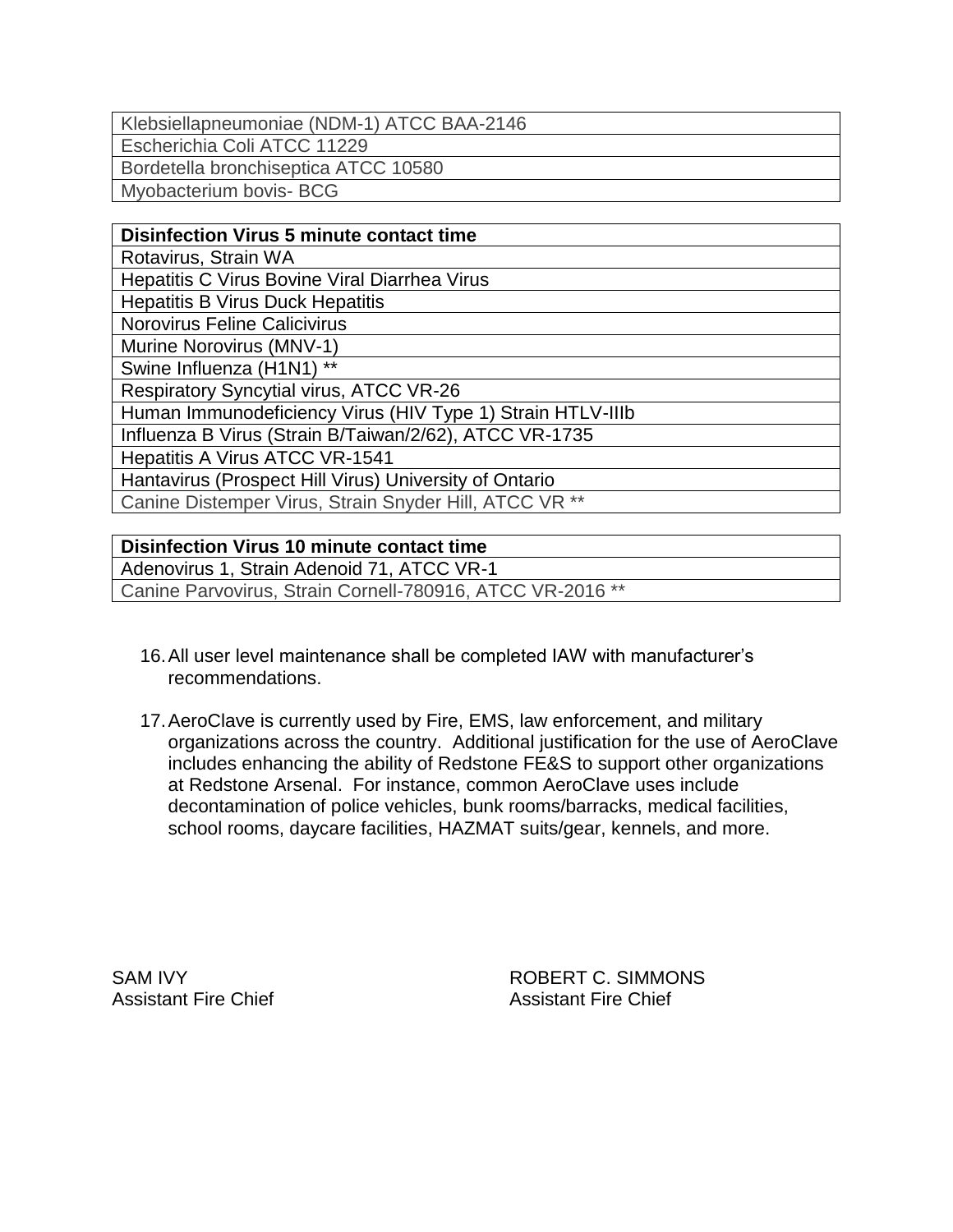| |
|---|
| Klebsiellapneumoniae (NDM-1) ATCC BAA-2146 |
| Escherichia Coli ATCC 11229 |
| Bordetella bronchiseptica ATCC 10580 |
| Myobacterium bovis- BCG |

| **Disinfection Virus 5 minute contact time** |
|---|
| Rotavirus, Strain WA |
| Hepatitis C Virus Bovine Viral Diarrhea Virus |
| Hepatitis B Virus Duck Hepatitis |
| Norovirus Feline Calicivirus |
| Murine Norovirus (MNV-1) |
| Swine Influenza (H1N1) ** |
| Respiratory Syncytial virus, ATCC VR-26 |
| Human Immunodeficiency Virus (HIV Type 1) Strain HTLV-IIIb |
| Influenza B Virus (Strain B/Taiwan/2/62), ATCC VR-1735 |
| Hepatitis A Virus ATCC VR-1541 |
| Hantavirus (Prospect Hill Virus) University of Ontario |
| Canine Distemper Virus, Strain Snyder Hill, ATCC VR ** |

| **Disinfection Virus 10 minute contact time** |
|---|
| Adenovirus 1, Strain Adenoid 71, ATCC VR-1 |
| Canine Parvovirus, Strain Cornell-780916, ATCC VR-2016 ** |

16. All user level maintenance shall be completed IAW with manufacturer's recommendations.

17. AeroClave is currently used by Fire, EMS, law enforcement, and military organizations across the country. Additional justification for the use of AeroClave includes enhancing the ability of Redstone FE&S to support other organizations at Redstone Arsenal. For instance, common AeroClave uses include decontamination of police vehicles, bunk rooms/barracks, medical facilities, school rooms, daycare facilities, HAZMAT suits/gear, kennels, and more.

SAM IVY
Assistant Fire Chief

ROBERT C. SIMMONS
Assistant Fire Chief